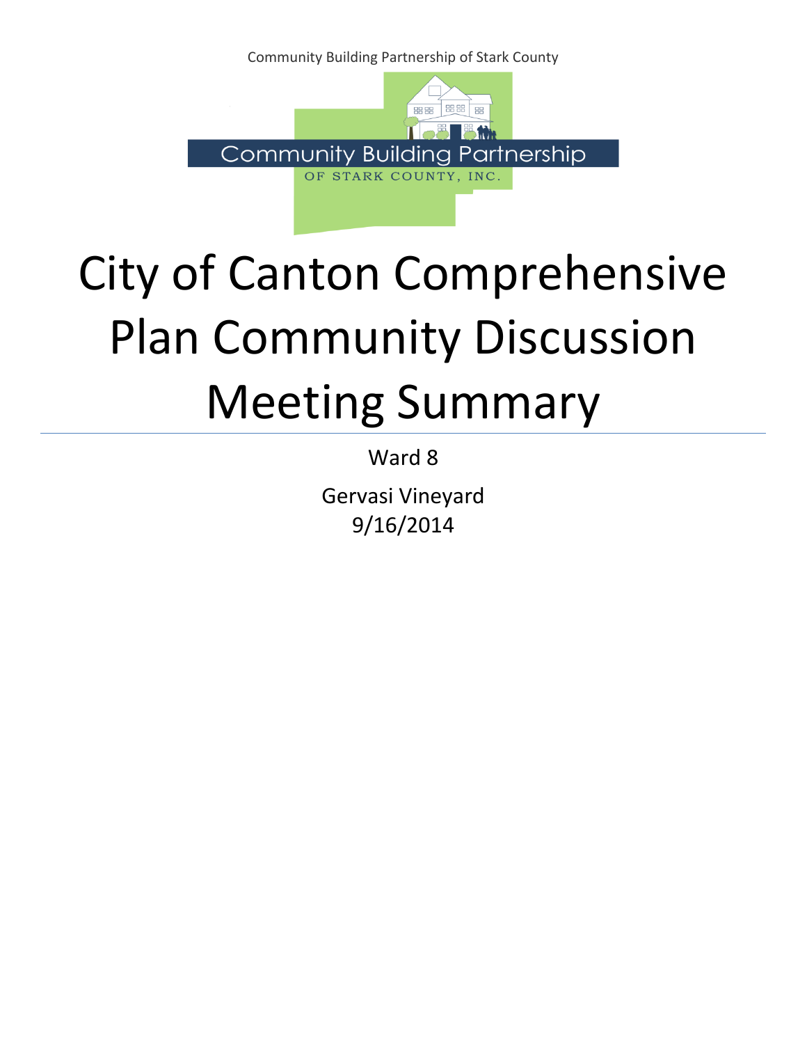Community Building Partnership of Stark County

Community Building Partnership

OF STARK COUNTY, INC.

# City of Canton Comprehensive Plan Community Discussion Meeting Summary

Ward 8

Gervasi Vineyard

9/16/2014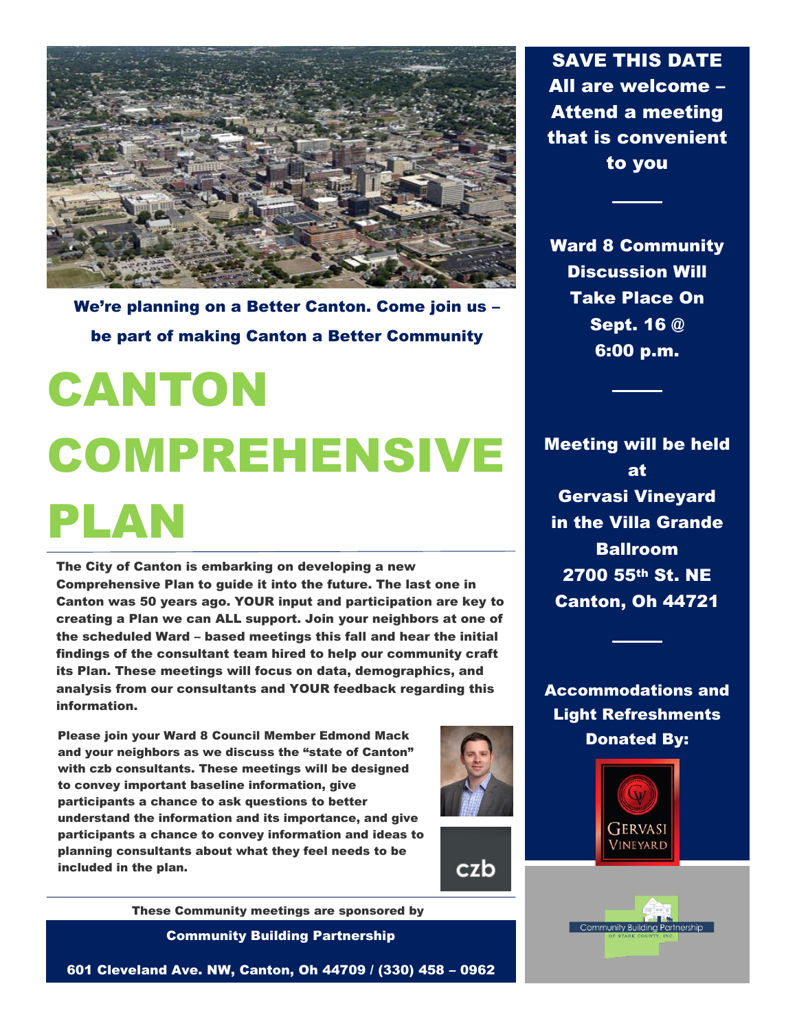**We're planning on a Better Canton. Come join us – be part of making Canton a Better Community**

# CANTON COMPREHENSIVE PLAN

**The City of Canton is embarking on developing a new Comprehensive Plan to guide it into the future. The last one in Canton was 50 years ago. YOUR input and participation are key to creating a Plan we can ALL support. Join your neighbors at one of the scheduled Ward – based meetings this fall and hear the initial findings of the consultant team hired to help our community craft its Plan. These meetings will focus on data, demographics, and analysis from our consultants and YOUR feedback regarding this information.**

**Please join your Ward 8 Council Member Edmond Mack and your neighbors as we discuss the "state of Canton" with czb consultants. These meetings will be designed to convey important baseline information, give participants a chance to ask questions to better understand the information and its importance, and give participants a chance to convey information and ideas to planning consultants about what they feel needs to be included in the plan.**

czb

**These Community meetings are sponsored by**

**Community Building Partnership**

**601 Cleveland Ave. NW, Canton, Oh 44709 / (330) 458 – 0962**

**SAVE THIS DATE**
**All are welcome – Attend a meeting that is convenient to you**

**Ward 8 Community Discussion Will Take Place On Sept. 16 @ 6:00 p.m.**

**Meeting will be held at**
**Gervasi Vineyard in the Villa Grande Ballroom**
**2700 55th St. NE**
**Canton, Oh 44721**

**Accommodations and Light Refreshments Donated By:**

Gervasi Vineyard

Community Building Partnership of Stark County, Inc.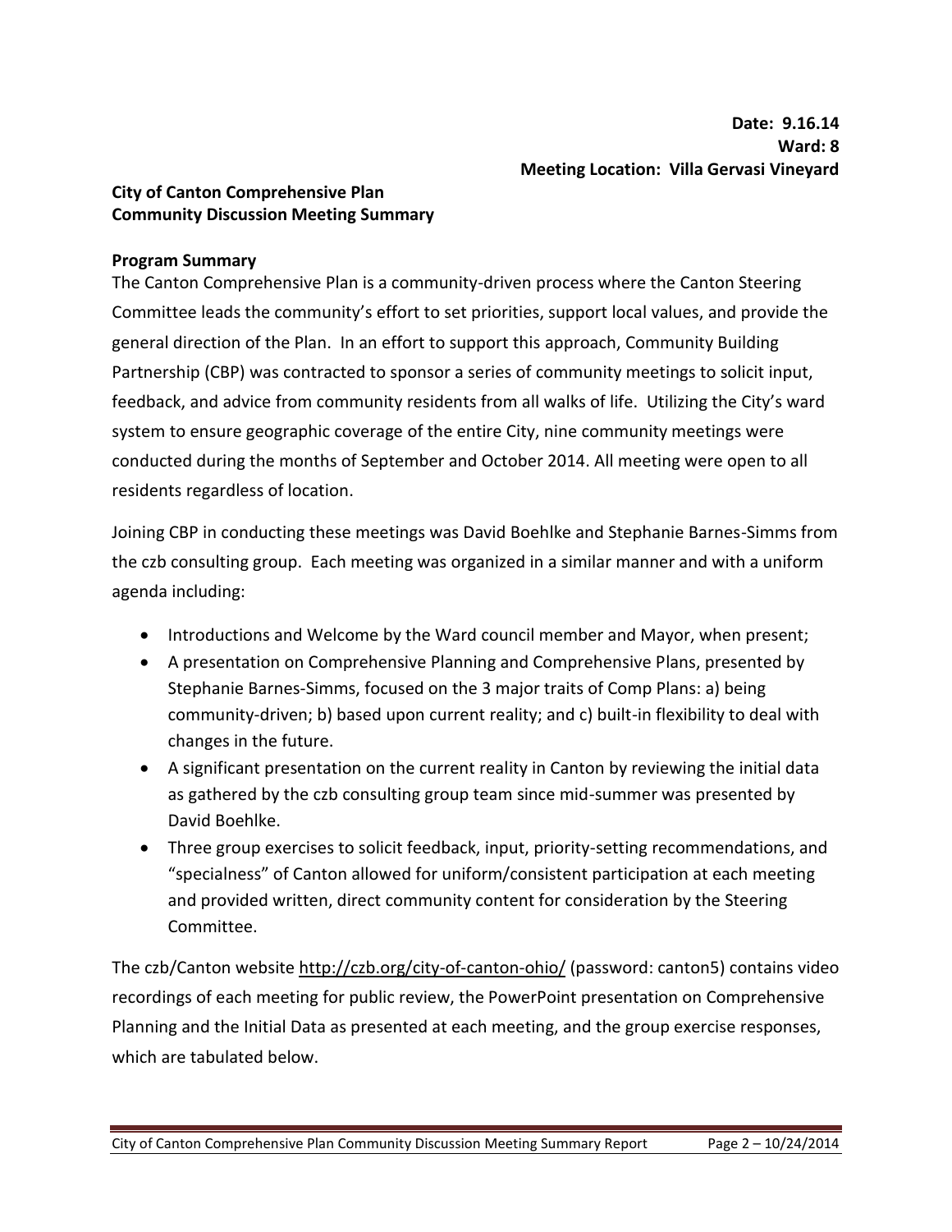**Date: 9.16.14**
**Ward: 8**
**Meeting Location: Villa Gervasi Vineyard**

**City of Canton Comprehensive Plan**
**Community Discussion Meeting Summary**

**Program Summary**

The Canton Comprehensive Plan is a community-driven process where the Canton Steering Committee leads the community's effort to set priorities, support local values, and provide the general direction of the Plan. In an effort to support this approach, Community Building Partnership (CBP) was contracted to sponsor a series of community meetings to solicit input, feedback, and advice from community residents from all walks of life. Utilizing the City's ward system to ensure geographic coverage of the entire City, nine community meetings were conducted during the months of September and October 2014. All meeting were open to all residents regardless of location.

Joining CBP in conducting these meetings was David Boehlke and Stephanie Barnes-Simms from the czb consulting group. Each meeting was organized in a similar manner and with a uniform agenda including:

- Introductions and Welcome by the Ward council member and Mayor, when present;
- A presentation on Comprehensive Planning and Comprehensive Plans, presented by Stephanie Barnes-Simms, focused on the 3 major traits of Comp Plans: a) being community-driven; b) based upon current reality; and c) built-in flexibility to deal with changes in the future.
- A significant presentation on the current reality in Canton by reviewing the initial data as gathered by the czb consulting group team since mid-summer was presented by David Boehlke.
- Three group exercises to solicit feedback, input, priority-setting recommendations, and "specialness" of Canton allowed for uniform/consistent participation at each meeting and provided written, direct community content for consideration by the Steering Committee.

The czb/Canton website http://czb.org/city-of-canton-ohio/ (password: canton5) contains video recordings of each meeting for public review, the PowerPoint presentation on Comprehensive Planning and the Initial Data as presented at each meeting, and the group exercise responses, which are tabulated below.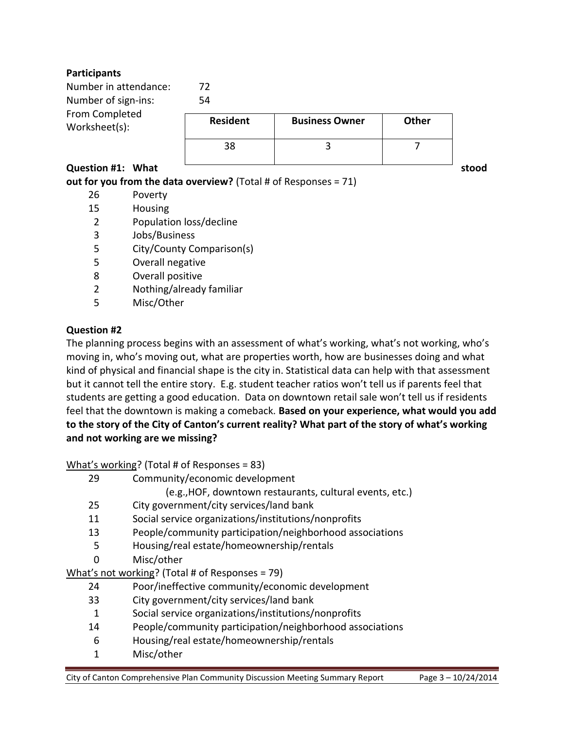**Participants**

Number in attendance: 72

Number of sign-ins: 54

From Completed Worksheet(s):

| Resident | Business Owner | Other |
|---|---|---|
| 38 | 3 | 7 |

**Question #1: What stood out for you from the data overview?** (Total # of Responses = 71)

- 26 Poverty
- 15 Housing
- 2 Population loss/decline
- 3 Jobs/Business
- 5 City/County Comparison(s)
- 5 Overall negative
- 8 Overall positive
- 2 Nothing/already familiar
- 5 Misc/Other

**Question #2**

The planning process begins with an assessment of what's working, what's not working, who's moving in, who's moving out, what are properties worth, how are businesses doing and what kind of physical and financial shape is the city in. Statistical data can help with that assessment but it cannot tell the entire story. E.g. student teacher ratios won't tell us if parents feel that students are getting a good education. Data on downtown retail sale won't tell us if residents feel that the downtown is making a comeback. **Based on your experience, what would you add to the story of the City of Canton's current reality? What part of the story of what's working and not working are we missing?**

<u>What's working</u>? (Total # of Responses = 83)

- 29 Community/economic development
  (e.g.,HOF, downtown restaurants, cultural events, etc.)
- 25 City government/city services/land bank
- 11 Social service organizations/institutions/nonprofits
- 13 People/community participation/neighborhood associations
- 5 Housing/real estate/homeownership/rentals
- 0 Misc/other

<u>What's not working</u>? (Total # of Responses = 79)

- 24 Poor/ineffective community/economic development
- 33 City government/city services/land bank
- 1 Social service organizations/institutions/nonprofits
- 14 People/community participation/neighborhood associations
- 6 Housing/real estate/homeownership/rentals
- 1 Misc/other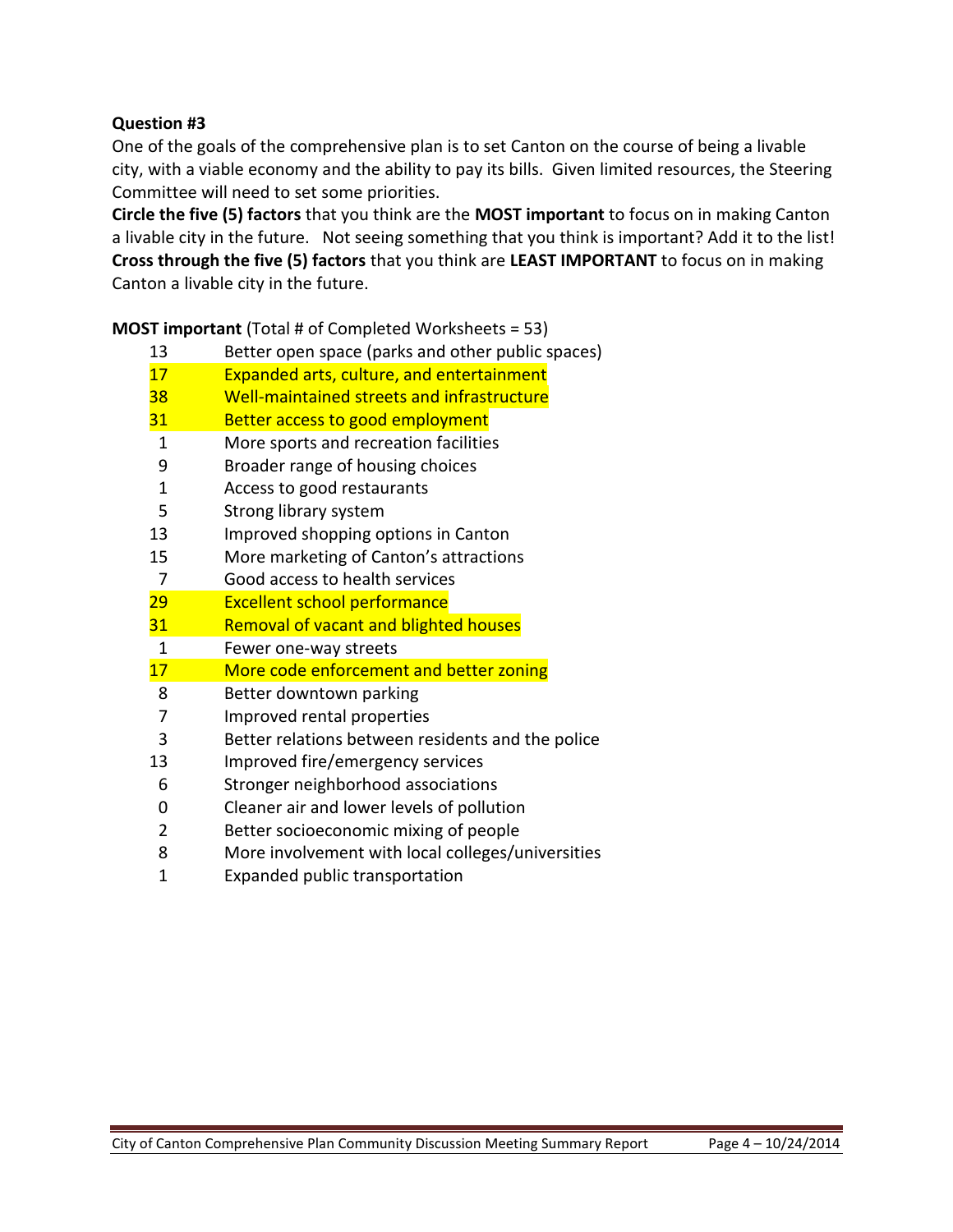**Question #3**

One of the goals of the comprehensive plan is to set Canton on the course of being a livable city, with a viable economy and the ability to pay its bills. Given limited resources, the Steering Committee will need to set some priorities.

**Circle the five (5) factors** that you think are the **MOST important** to focus on in making Canton a livable city in the future. Not seeing something that you think is important? Add it to the list! **Cross through the five (5) factors** that you think are **LEAST IMPORTANT** to focus on in making Canton a livable city in the future.

**MOST important** (Total # of Completed Worksheets = 53)

| Count | Factor |
|---|---|
| 13 | Better open space (parks and other public spaces) |
| 17 | Expanded arts, culture, and entertainment |
| 38 | Well-maintained streets and infrastructure |
| 31 | Better access to good employment |
| 1 | More sports and recreation facilities |
| 9 | Broader range of housing choices |
| 1 | Access to good restaurants |
| 5 | Strong library system |
| 13 | Improved shopping options in Canton |
| 15 | More marketing of Canton's attractions |
| 7 | Good access to health services |
| 29 | Excellent school performance |
| 31 | Removal of vacant and blighted houses |
| 1 | Fewer one-way streets |
| 17 | More code enforcement and better zoning |
| 8 | Better downtown parking |
| 7 | Improved rental properties |
| 3 | Better relations between residents and the police |
| 13 | Improved fire/emergency services |
| 6 | Stronger neighborhood associations |
| 0 | Cleaner air and lower levels of pollution |
| 2 | Better socioeconomic mixing of people |
| 8 | More involvement with local colleges/universities |
| 1 | Expanded public transportation |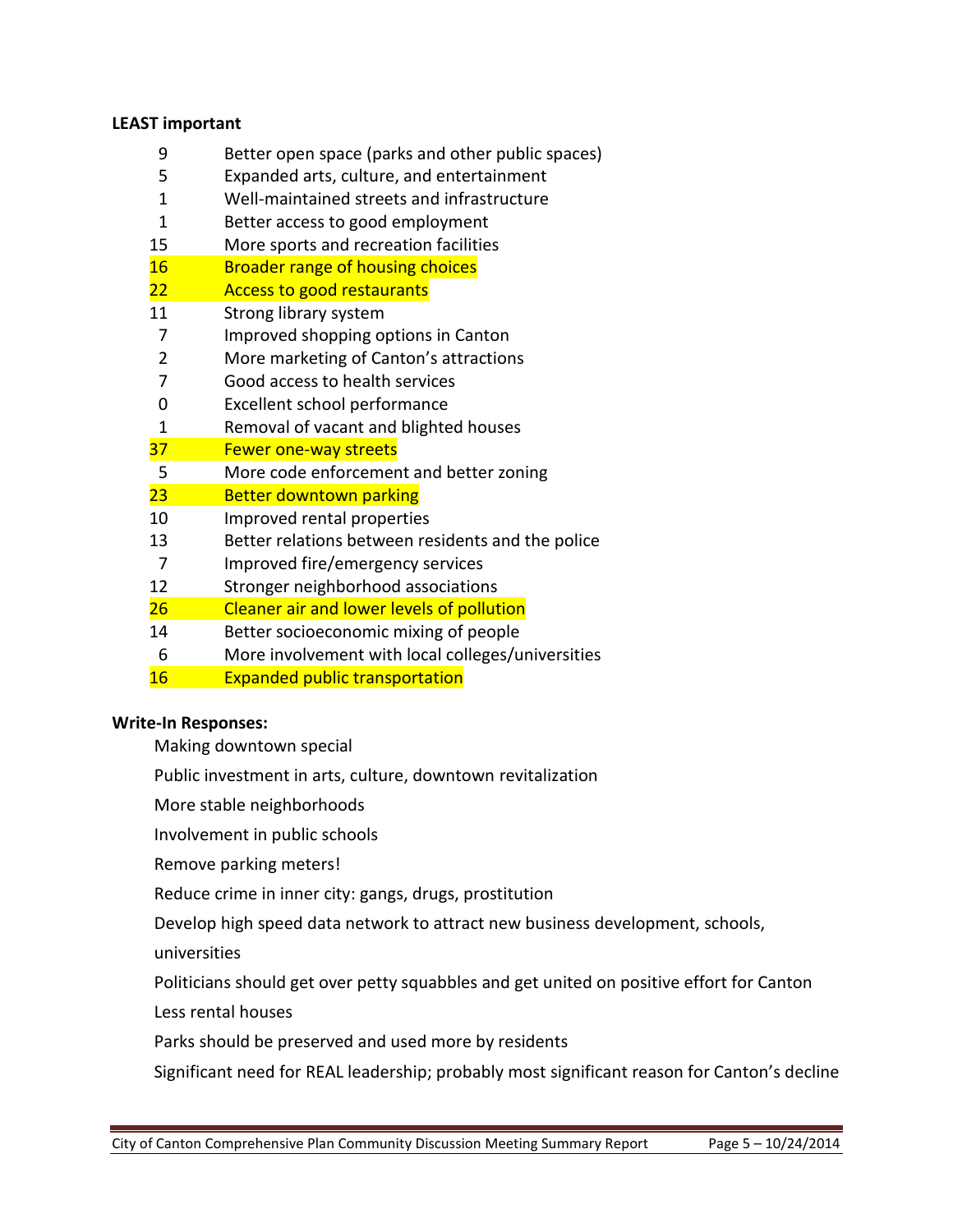**LEAST important**

| | |
|---|---|
| 9 | Better open space (parks and other public spaces) |
| 5 | Expanded arts, culture, and entertainment |
| 1 | Well-maintained streets and infrastructure |
| 1 | Better access to good employment |
| 15 | More sports and recreation facilities |
| 16 | Broader range of housing choices |
| 22 | Access to good restaurants |
| 11 | Strong library system |
| 7 | Improved shopping options in Canton |
| 2 | More marketing of Canton's attractions |
| 7 | Good access to health services |
| 0 | Excellent school performance |
| 1 | Removal of vacant and blighted houses |
| 37 | Fewer one-way streets |
| 5 | More code enforcement and better zoning |
| 23 | Better downtown parking |
| 10 | Improved rental properties |
| 13 | Better relations between residents and the police |
| 7 | Improved fire/emergency services |
| 12 | Stronger neighborhood associations |
| 26 | Cleaner air and lower levels of pollution |
| 14 | Better socioeconomic mixing of people |
| 6 | More involvement with local colleges/universities |
| 16 | Expanded public transportation |

**Write-In Responses:**

Making downtown special

Public investment in arts, culture, downtown revitalization

More stable neighborhoods

Involvement in public schools

Remove parking meters!

Reduce crime in inner city: gangs, drugs, prostitution

Develop high speed data network to attract new business development, schools, universities

Politicians should get over petty squabbles and get united on positive effort for Canton

Less rental houses

Parks should be preserved and used more by residents

Significant need for REAL leadership; probably most significant reason for Canton's decline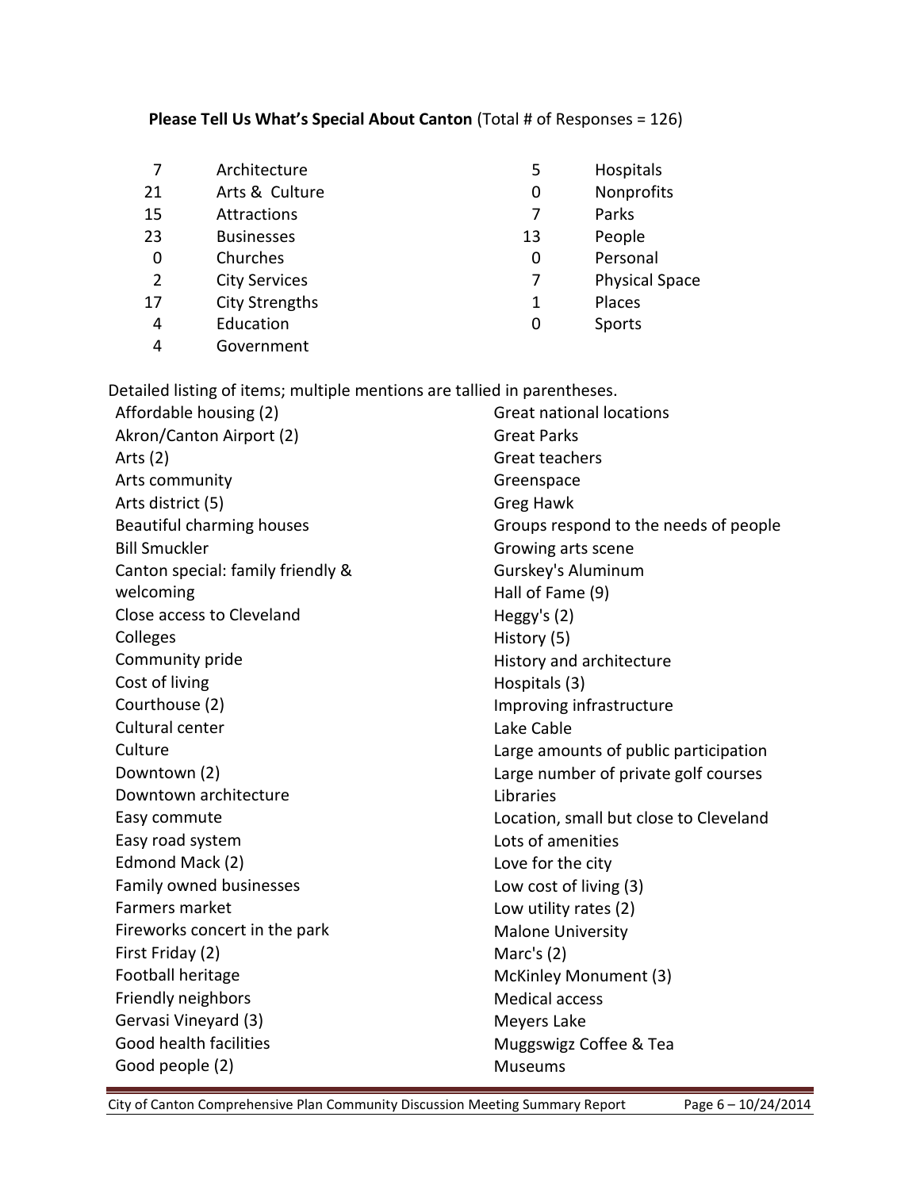**Please Tell Us What's Special About Canton** (Total # of Responses = 126)

| Count | Category | Count | Category |
|---|---|---|---|
| 7 | Architecture | 5 | Hospitals |
| 21 | Arts & Culture | 0 | Nonprofits |
| 15 | Attractions | 7 | Parks |
| 23 | Businesses | 13 | People |
| 0 | Churches | 0 | Personal |
| 2 | City Services | 7 | Physical Space |
| 17 | City Strengths | 1 | Places |
| 4 | Education | 0 | Sports |
| 4 | Government | | |

Detailed listing of items; multiple mentions are tallied in parentheses.

- Affordable housing (2)
- Akron/Canton Airport (2)
- Arts (2)
- Arts community
- Arts district (5)
- Beautiful charming houses
- Bill Smuckler
- Canton special: family friendly & welcoming
- Close access to Cleveland
- Colleges
- Community pride
- Cost of living
- Courthouse (2)
- Cultural center
- Culture
- Downtown (2)
- Downtown architecture
- Easy commute
- Easy road system
- Edmond Mack (2)
- Family owned businesses
- Farmers market
- Fireworks concert in the park
- First Friday (2)
- Football heritage
- Friendly neighbors
- Gervasi Vineyard (3)
- Good health facilities
- Good people (2)
- Great national locations
- Great Parks
- Great teachers
- Greenspace
- Greg Hawk
- Groups respond to the needs of people
- Growing arts scene
- Gurskey's Aluminum
- Hall of Fame (9)
- Heggy's (2)
- History (5)
- History and architecture
- Hospitals (3)
- Improving infrastructure
- Lake Cable
- Large amounts of public participation
- Large number of private golf courses
- Libraries
- Location, small but close to Cleveland
- Lots of amenities
- Love for the city
- Low cost of living (3)
- Low utility rates (2)
- Malone University
- Marc's (2)
- McKinley Monument (3)
- Medical access
- Meyers Lake
- Muggswigz Coffee & Tea
- Museums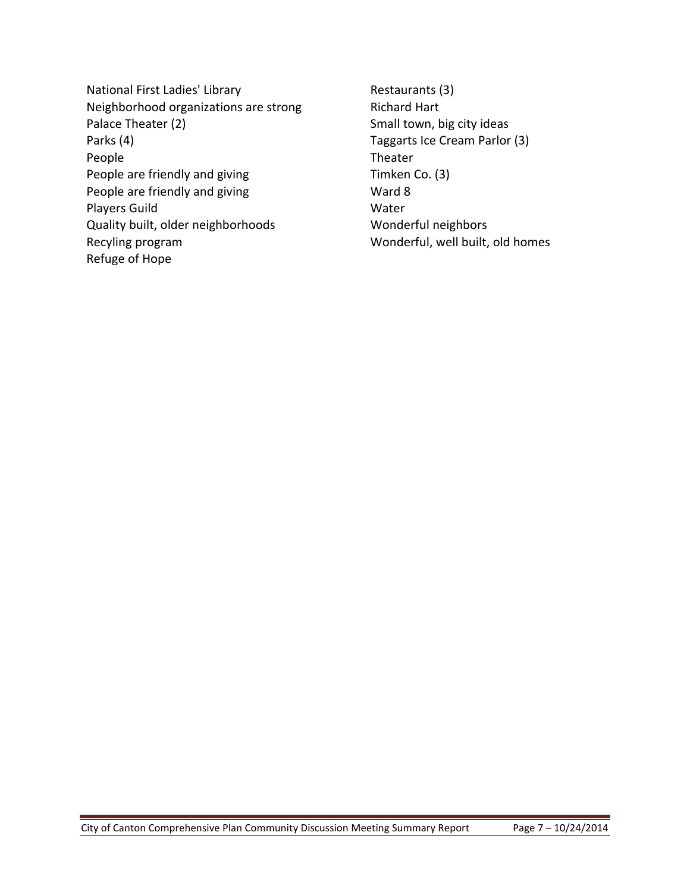National First Ladies' Library
Neighborhood organizations are strong
Palace Theater (2)
Parks (4)
People
People are friendly and giving
People are friendly and giving
Players Guild
Quality built, older neighborhoods
Recyling program
Refuge of Hope
Restaurants (3)
Richard Hart
Small town, big city ideas
Taggarts Ice Cream Parlor (3)
Theater
Timken Co. (3)
Ward 8
Water
Wonderful neighbors
Wonderful, well built, old homes